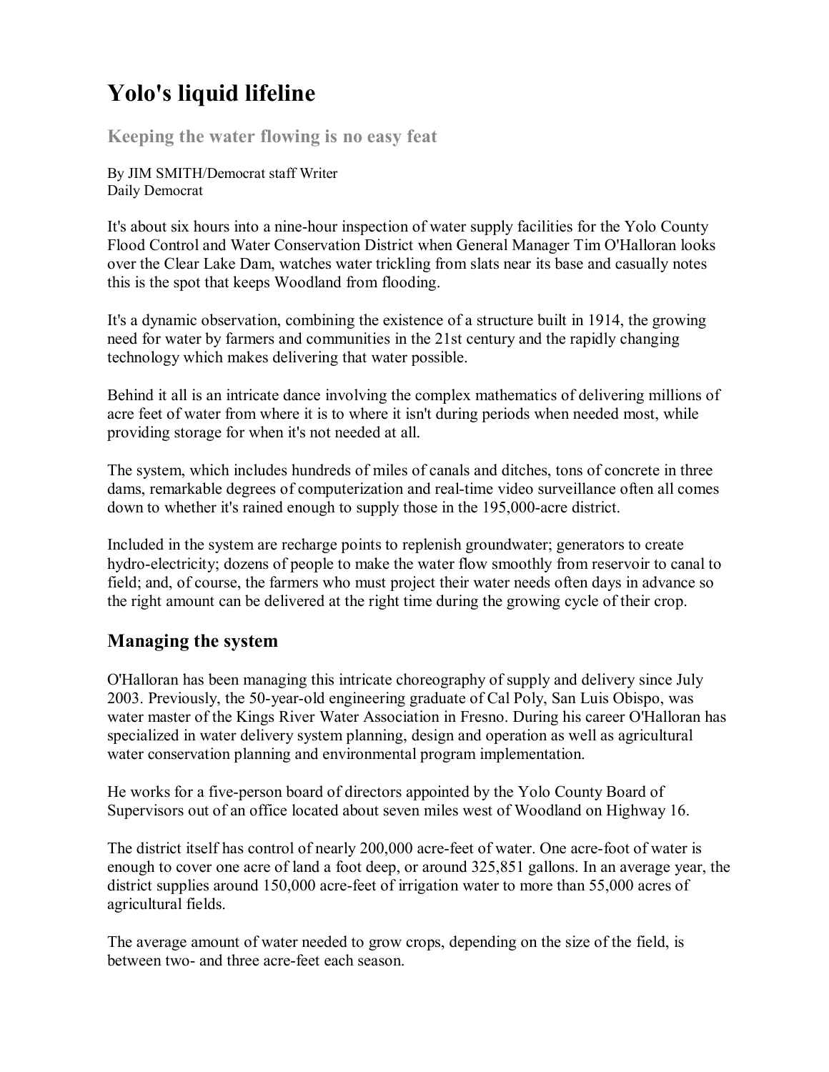# Yolo's liquid lifeline

## Keeping the water flowing is no easy feat

By JIM SMITH/Democrat staff Writer
Daily Democrat

It's about six hours into a nine-hour inspection of water supply facilities for the Yolo County Flood Control and Water Conservation District when General Manager Tim O'Halloran looks over the Clear Lake Dam, watches water trickling from slats near its base and casually notes this is the spot that keeps Woodland from flooding.

It's a dynamic observation, combining the existence of a structure built in 1914, the growing need for water by farmers and communities in the 21st century and the rapidly changing technology which makes delivering that water possible.

Behind it all is an intricate dance involving the complex mathematics of delivering millions of acre feet of water from where it is to where it isn't during periods when needed most, while providing storage for when it's not needed at all.

The system, which includes hundreds of miles of canals and ditches, tons of concrete in three dams, remarkable degrees of computerization and real-time video surveillance often all comes down to whether it's rained enough to supply those in the 195,000-acre district.

Included in the system are recharge points to replenish groundwater; generators to create hydro-electricity; dozens of people to make the water flow smoothly from reservoir to canal to field; and, of course, the farmers who must project their water needs often days in advance so the right amount can be delivered at the right time during the growing cycle of their crop.

## Managing the system

O'Halloran has been managing this intricate choreography of supply and delivery since July 2003. Previously, the 50-year-old engineering graduate of Cal Poly, San Luis Obispo, was water master of the Kings River Water Association in Fresno. During his career O'Halloran has specialized in water delivery system planning, design and operation as well as agricultural water conservation planning and environmental program implementation.

He works for a five-person board of directors appointed by the Yolo County Board of Supervisors out of an office located about seven miles west of Woodland on Highway 16.

The district itself has control of nearly 200,000 acre-feet of water. One acre-foot of water is enough to cover one acre of land a foot deep, or around 325,851 gallons. In an average year, the district supplies around 150,000 acre-feet of irrigation water to more than 55,000 acres of agricultural fields.

The average amount of water needed to grow crops, depending on the size of the field, is between two- and three acre-feet each season.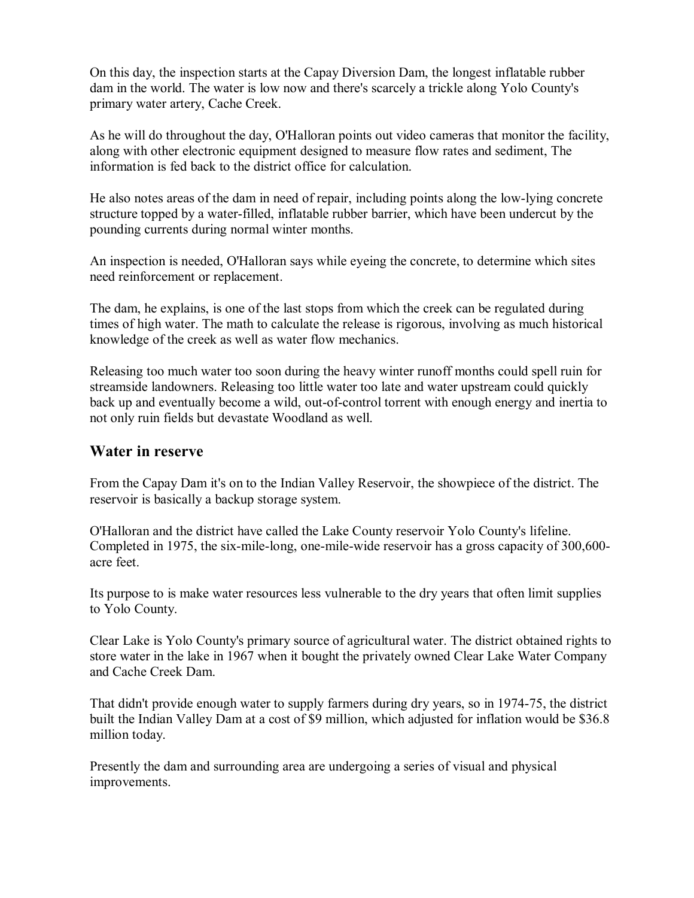On this day, the inspection starts at the Capay Diversion Dam, the longest inflatable rubber dam in the world. The water is low now and there's scarcely a trickle along Yolo County's primary water artery, Cache Creek.

As he will do throughout the day, O'Halloran points out video cameras that monitor the facility, along with other electronic equipment designed to measure flow rates and sediment, The information is fed back to the district office for calculation.

He also notes areas of the dam in need of repair, including points along the low-lying concrete structure topped by a water-filled, inflatable rubber barrier, which have been undercut by the pounding currents during normal winter months.

An inspection is needed, O'Halloran says while eyeing the concrete, to determine which sites need reinforcement or replacement.

The dam, he explains, is one of the last stops from which the creek can be regulated during times of high water. The math to calculate the release is rigorous, involving as much historical knowledge of the creek as well as water flow mechanics.

Releasing too much water too soon during the heavy winter runoff months could spell ruin for streamside landowners. Releasing too little water too late and water upstream could quickly back up and eventually become a wild, out-of-control torrent with enough energy and inertia to not only ruin fields but devastate Woodland as well.

## Water in reserve

From the Capay Dam it's on to the Indian Valley Reservoir, the showpiece of the district. The reservoir is basically a backup storage system.

O'Halloran and the district have called the Lake County reservoir Yolo County's lifeline. Completed in 1975, the six-mile-long, one-mile-wide reservoir has a gross capacity of 300,600-acre feet.

Its purpose to is make water resources less vulnerable to the dry years that often limit supplies to Yolo County.

Clear Lake is Yolo County's primary source of agricultural water. The district obtained rights to store water in the lake in 1967 when it bought the privately owned Clear Lake Water Company and Cache Creek Dam.

That didn't provide enough water to supply farmers during dry years, so in 1974-75, the district built the Indian Valley Dam at a cost of $9 million, which adjusted for inflation would be $36.8 million today.

Presently the dam and surrounding area are undergoing a series of visual and physical improvements.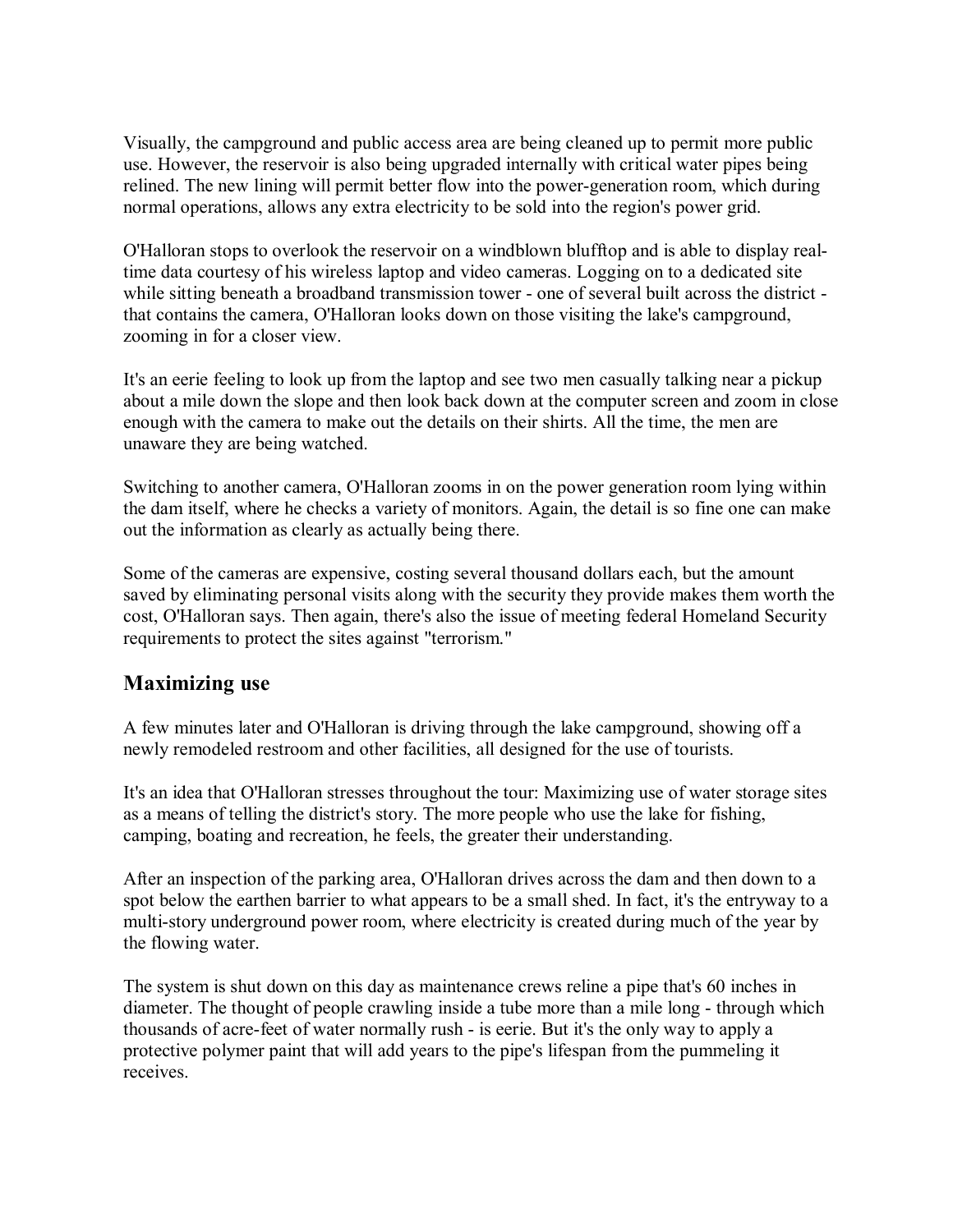Visually, the campground and public access area are being cleaned up to permit more public use. However, the reservoir is also being upgraded internally with critical water pipes being relined. The new lining will permit better flow into the power-generation room, which during normal operations, allows any extra electricity to be sold into the region's power grid.

O'Halloran stops to overlook the reservoir on a windblown blufftop and is able to display real-time data courtesy of his wireless laptop and video cameras. Logging on to a dedicated site while sitting beneath a broadband transmission tower - one of several built across the district - that contains the camera, O'Halloran looks down on those visiting the lake's campground, zooming in for a closer view.

It's an eerie feeling to look up from the laptop and see two men casually talking near a pickup about a mile down the slope and then look back down at the computer screen and zoom in close enough with the camera to make out the details on their shirts. All the time, the men are unaware they are being watched.

Switching to another camera, O'Halloran zooms in on the power generation room lying within the dam itself, where he checks a variety of monitors. Again, the detail is so fine one can make out the information as clearly as actually being there.

Some of the cameras are expensive, costing several thousand dollars each, but the amount saved by eliminating personal visits along with the security they provide makes them worth the cost, O'Halloran says. Then again, there's also the issue of meeting federal Homeland Security requirements to protect the sites against "terrorism."

## Maximizing use

A few minutes later and O'Halloran is driving through the lake campground, showing off a newly remodeled restroom and other facilities, all designed for the use of tourists.

It's an idea that O'Halloran stresses throughout the tour: Maximizing use of water storage sites as a means of telling the district's story. The more people who use the lake for fishing, camping, boating and recreation, he feels, the greater their understanding.

After an inspection of the parking area, O'Halloran drives across the dam and then down to a spot below the earthen barrier to what appears to be a small shed. In fact, it's the entryway to a multi-story underground power room, where electricity is created during much of the year by the flowing water.

The system is shut down on this day as maintenance crews reline a pipe that's 60 inches in diameter. The thought of people crawling inside a tube more than a mile long - through which thousands of acre-feet of water normally rush - is eerie. But it's the only way to apply a protective polymer paint that will add years to the pipe's lifespan from the pummeling it receives.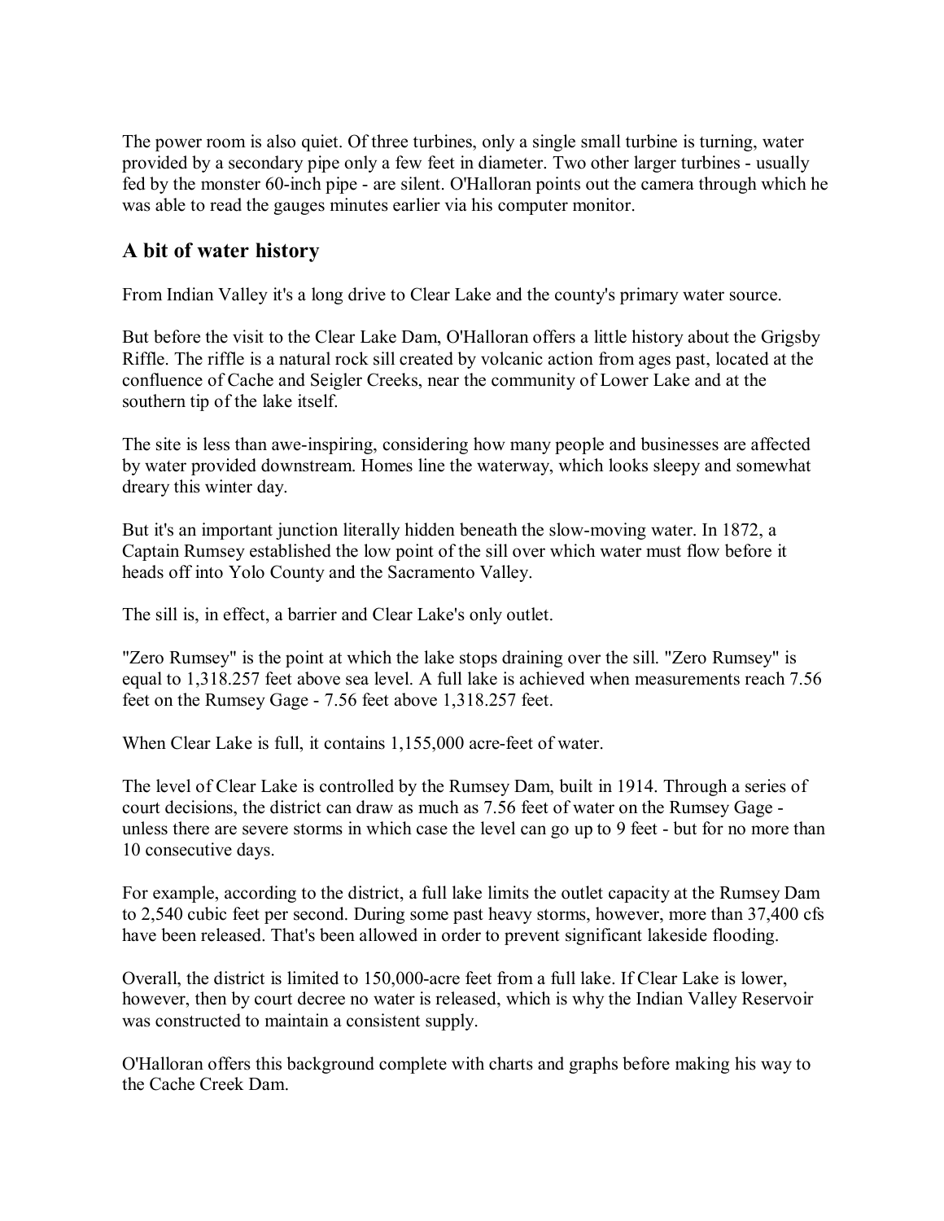The power room is also quiet. Of three turbines, only a single small turbine is turning, water provided by a secondary pipe only a few feet in diameter. Two other larger turbines - usually fed by the monster 60-inch pipe - are silent. O'Halloran points out the camera through which he was able to read the gauges minutes earlier via his computer monitor.

## A bit of water history

From Indian Valley it's a long drive to Clear Lake and the county's primary water source.

But before the visit to the Clear Lake Dam, O'Halloran offers a little history about the Grigsby Riffle. The riffle is a natural rock sill created by volcanic action from ages past, located at the confluence of Cache and Seigler Creeks, near the community of Lower Lake and at the southern tip of the lake itself.

The site is less than awe-inspiring, considering how many people and businesses are affected by water provided downstream. Homes line the waterway, which looks sleepy and somewhat dreary this winter day.

But it's an important junction literally hidden beneath the slow-moving water. In 1872, a Captain Rumsey established the low point of the sill over which water must flow before it heads off into Yolo County and the Sacramento Valley.

The sill is, in effect, a barrier and Clear Lake's only outlet.

"Zero Rumsey" is the point at which the lake stops draining over the sill. "Zero Rumsey" is equal to 1,318.257 feet above sea level. A full lake is achieved when measurements reach 7.56 feet on the Rumsey Gage - 7.56 feet above 1,318.257 feet.

When Clear Lake is full, it contains 1,155,000 acre-feet of water.

The level of Clear Lake is controlled by the Rumsey Dam, built in 1914. Through a series of court decisions, the district can draw as much as 7.56 feet of water on the Rumsey Gage - unless there are severe storms in which case the level can go up to 9 feet - but for no more than 10 consecutive days.

For example, according to the district, a full lake limits the outlet capacity at the Rumsey Dam to 2,540 cubic feet per second. During some past heavy storms, however, more than 37,400 cfs have been released. That's been allowed in order to prevent significant lakeside flooding.

Overall, the district is limited to 150,000-acre feet from a full lake. If Clear Lake is lower, however, then by court decree no water is released, which is why the Indian Valley Reservoir was constructed to maintain a consistent supply.

O'Halloran offers this background complete with charts and graphs before making his way to the Cache Creek Dam.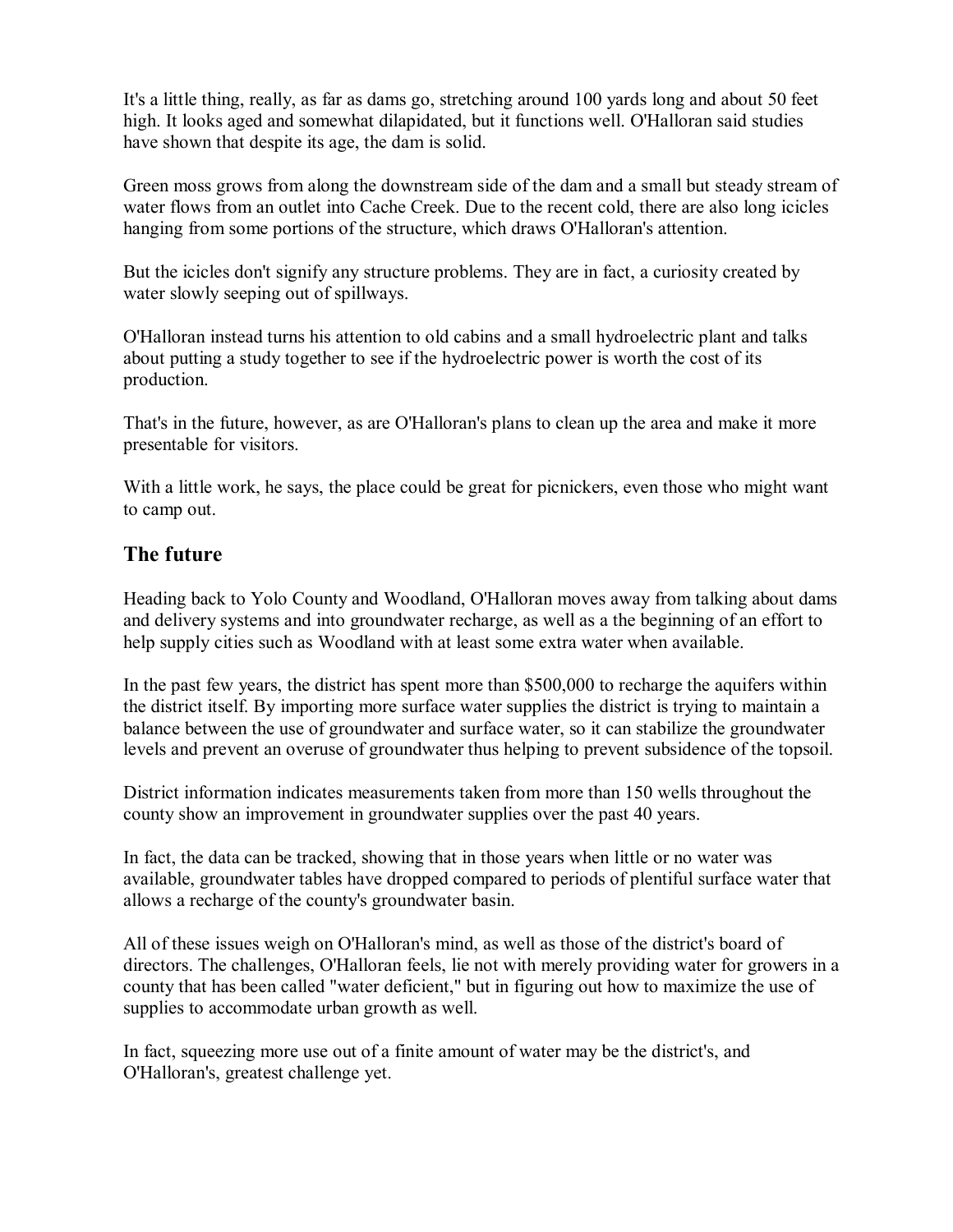It's a little thing, really, as far as dams go, stretching around 100 yards long and about 50 feet high. It looks aged and somewhat dilapidated, but it functions well. O'Halloran said studies have shown that despite its age, the dam is solid.

Green moss grows from along the downstream side of the dam and a small but steady stream of water flows from an outlet into Cache Creek. Due to the recent cold, there are also long icicles hanging from some portions of the structure, which draws O'Halloran's attention.

But the icicles don't signify any structure problems. They are in fact, a curiosity created by water slowly seeping out of spillways.

O'Halloran instead turns his attention to old cabins and a small hydroelectric plant and talks about putting a study together to see if the hydroelectric power is worth the cost of its production.

That's in the future, however, as are O'Halloran's plans to clean up the area and make it more presentable for visitors.

With a little work, he says, the place could be great for picnickers, even those who might want to camp out.

## The future

Heading back to Yolo County and Woodland, O'Halloran moves away from talking about dams and delivery systems and into groundwater recharge, as well as a the beginning of an effort to help supply cities such as Woodland with at least some extra water when available.

In the past few years, the district has spent more than $500,000 to recharge the aquifers within the district itself. By importing more surface water supplies the district is trying to maintain a balance between the use of groundwater and surface water, so it can stabilize the groundwater levels and prevent an overuse of groundwater thus helping to prevent subsidence of the topsoil.

District information indicates measurements taken from more than 150 wells throughout the county show an improvement in groundwater supplies over the past 40 years.

In fact, the data can be tracked, showing that in those years when little or no water was available, groundwater tables have dropped compared to periods of plentiful surface water that allows a recharge of the county's groundwater basin.

All of these issues weigh on O'Halloran's mind, as well as those of the district's board of directors. The challenges, O'Halloran feels, lie not with merely providing water for growers in a county that has been called "water deficient," but in figuring out how to maximize the use of supplies to accommodate urban growth as well.

In fact, squeezing more use out of a finite amount of water may be the district's, and O'Halloran's, greatest challenge yet.